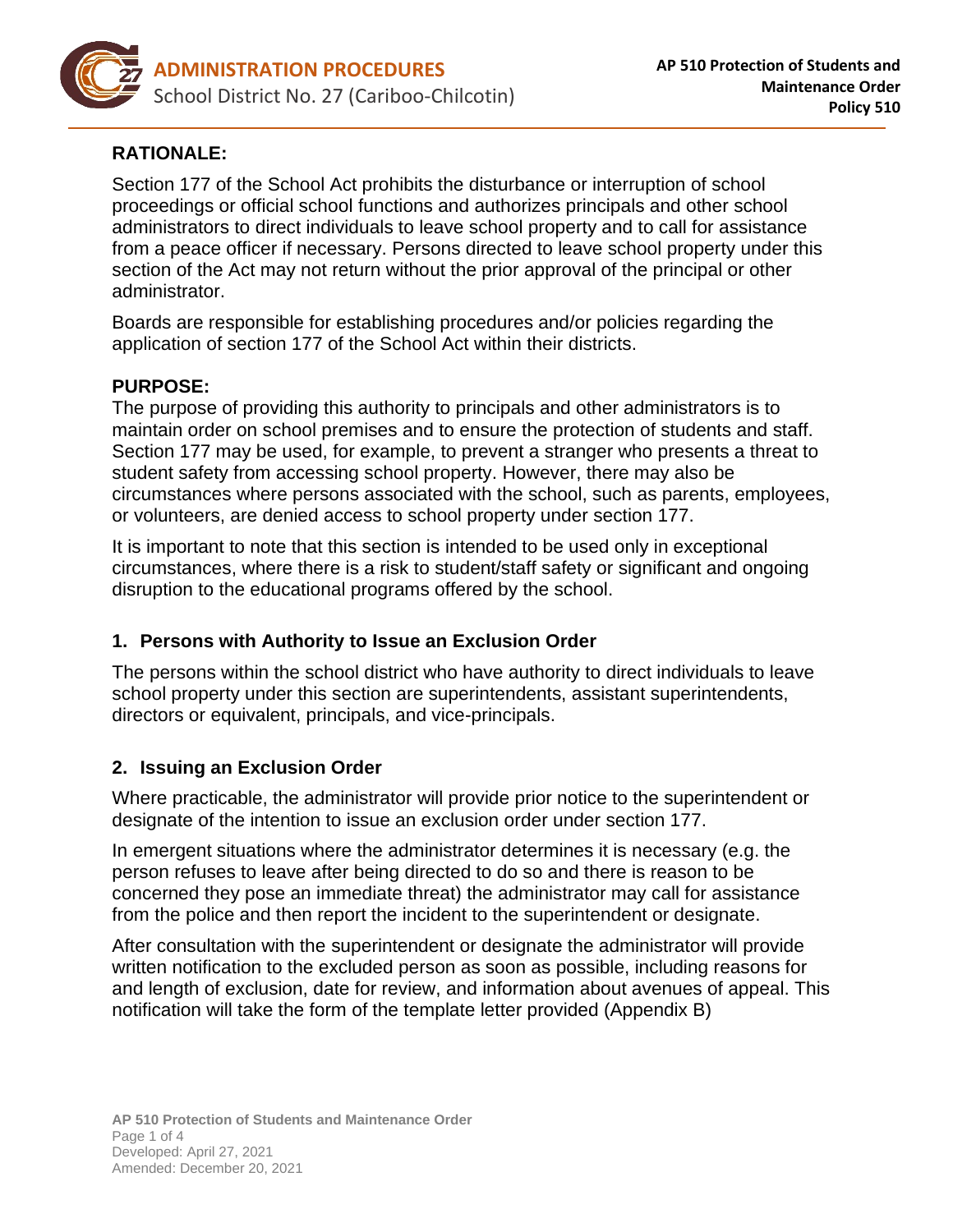## RATIONALE:

Section 177 of the School Act prohibits the disturbance or interruption of school proceedings or official school functions and authorizes principals and other school administrators to direct individuals to leave school property and to call for assistance from a peace officer if necessary. Persons directed to leave school property under this section of the Act may not return without the prior approval of the principal or other administrator.

Boards are responsible for establishing procedures and/or policies regarding the application of section 177 of the School Act within their districts.

## PURPOSE:

The purpose of providing this authority to principals and other administrators is to maintain order on school premises and to ensure the protection of students and staff. Section 177 may be used, for example, to prevent a stranger who presents a threat to student safety from accessing school property. However, there may also be circumstances where persons associated with the school, such as parents, employees, or volunteers, are denied access to school property under section 177.

It is important to note that this section is intended to be used only in exceptional circumstances, where there is a risk to student/staff safety or significant and ongoing disruption to the educational programs offered by the school.

### 1. Persons with Authority to Issue an Exclusion Order

The persons within the school district who have authority to direct individuals to leave school property under this section are superintendents, assistant superintendents, directors or equivalent, principals, and vice-principals.

### 2. Issuing an Exclusion Order

Where practicable, the administrator will provide prior notice to the superintendent or designate of the intention to issue an exclusion order under section 177.

In emergent situations where the administrator determines it is necessary (e.g. the person refuses to leave after being directed to do so and there is reason to be concerned they pose an immediate threat) the administrator may call for assistance from the police and then report the incident to the superintendent or designate.

After consultation with the superintendent or designate the administrator will provide written notification to the excluded person as soon as possible, including reasons for and length of exclusion, date for review, and information about avenues of appeal. This notification will take the form of the template letter provided (Appendix B)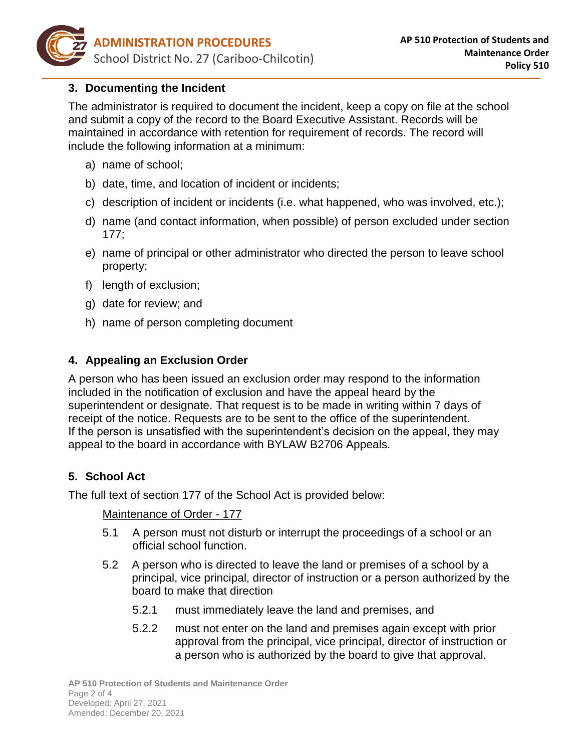## 3. Documenting the Incident

The administrator is required to document the incident, keep a copy on file at the school and submit a copy of the record to the Board Executive Assistant. Records will be maintained in accordance with retention for requirement of records. The record will include the following information at a minimum:

a) name of school;

b) date, time, and location of incident or incidents;

c) description of incident or incidents (i.e. what happened, who was involved, etc.);

d) name (and contact information, when possible) of person excluded under section 177;

e) name of principal or other administrator who directed the person to leave school property;

f) length of exclusion;

g) date for review; and

h) name of person completing document

## 4. Appealing an Exclusion Order

A person who has been issued an exclusion order may respond to the information included in the notification of exclusion and have the appeal heard by the superintendent or designate. That request is to be made in writing within 7 days of receipt of the notice. Requests are to be sent to the office of the superintendent. If the person is unsatisfied with the superintendent's decision on the appeal, they may appeal to the board in accordance with BYLAW B2706 Appeals.

## 5. School Act

The full text of section 177 of the School Act is provided below:

Maintenance of Order - 177

5.1 A person must not disturb or interrupt the proceedings of a school or an official school function.

5.2 A person who is directed to leave the land or premises of a school by a principal, vice principal, director of instruction or a person authorized by the board to make that direction

5.2.1 must immediately leave the land and premises, and

5.2.2 must not enter on the land and premises again except with prior approval from the principal, vice principal, director of instruction or a person who is authorized by the board to give that approval.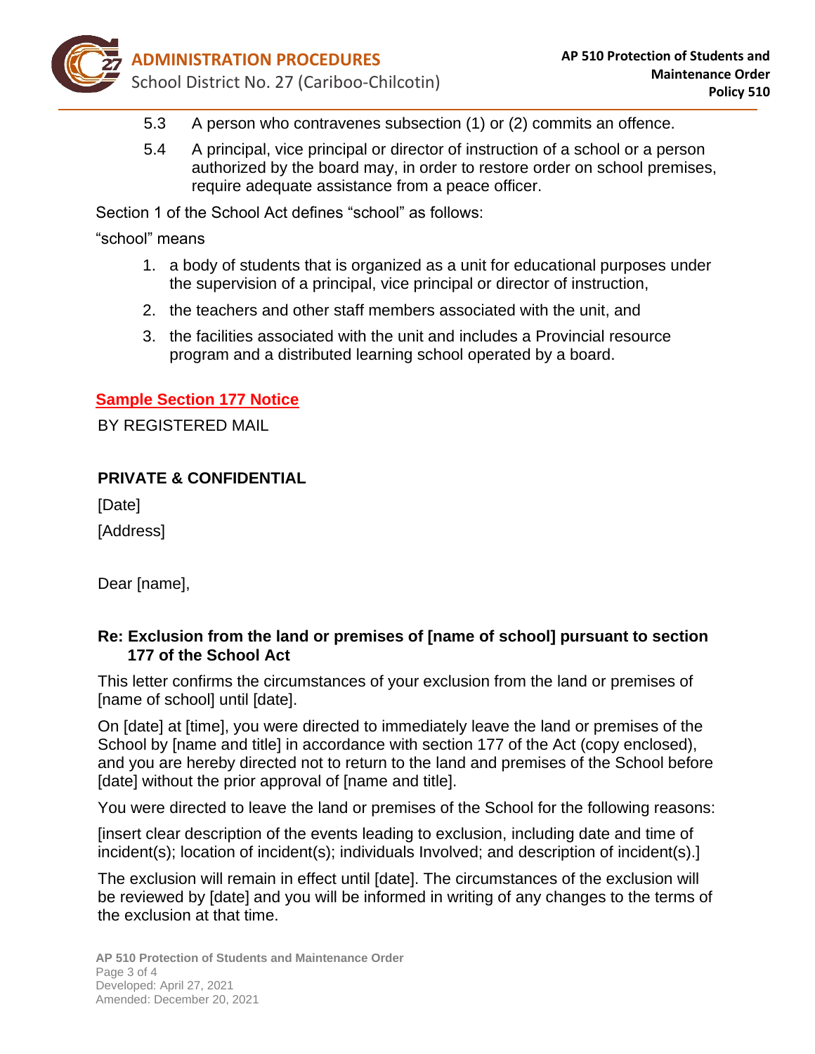5.3 A person who contravenes subsection (1) or (2) commits an offence.

5.4 A principal, vice principal or director of instruction of a school or a person authorized by the board may, in order to restore order on school premises, require adequate assistance from a peace officer.

Section 1 of the School Act defines "school" as follows:

"school" means

1. a body of students that is organized as a unit for educational purposes under the supervision of a principal, vice principal or director of instruction,
2. the teachers and other staff members associated with the unit, and
3. the facilities associated with the unit and includes a Provincial resource program and a distributed learning school operated by a board.

**Sample Section 177 Notice**

BY REGISTERED MAIL

**PRIVATE & CONFIDENTIAL**

[Date]

[Address]

Dear [name],

**Re: Exclusion from the land or premises of [name of school] pursuant to section 177 of the School Act**

This letter confirms the circumstances of your exclusion from the land or premises of [name of school] until [date].

On [date] at [time], you were directed to immediately leave the land or premises of the School by [name and title] in accordance with section 177 of the Act (copy enclosed), and you are hereby directed not to return to the land and premises of the School before [date] without the prior approval of [name and title].

You were directed to leave the land or premises of the School for the following reasons:

[insert clear description of the events leading to exclusion, including date and time of incident(s); location of incident(s); individuals Involved; and description of incident(s).]

The exclusion will remain in effect until [date]. The circumstances of the exclusion will be reviewed by [date] and you will be informed in writing of any changes to the terms of the exclusion at that time.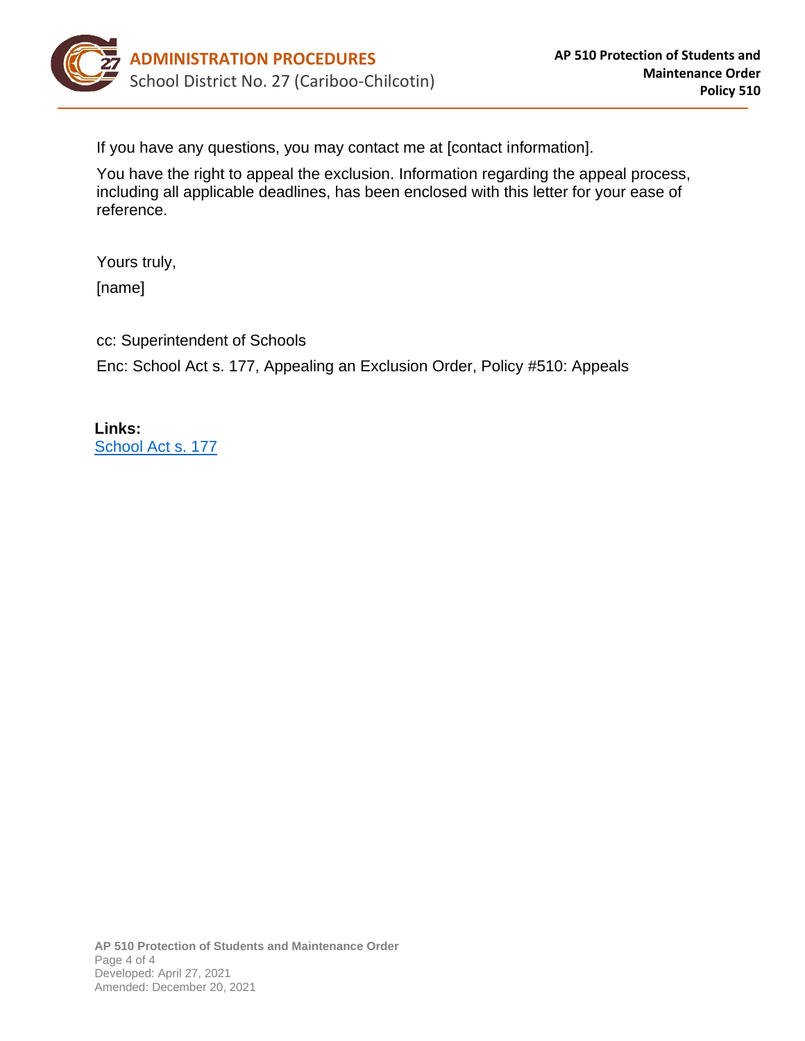If you have any questions, you may contact me at [contact information].

You have the right to appeal the exclusion. Information regarding the appeal process, including all applicable deadlines, has been enclosed with this letter for your ease of reference.

Yours truly,

[name]

cc: Superintendent of Schools

Enc: School Act s. 177, Appealing an Exclusion Order, Policy #510: Appeals

**Links:**
School Act s. 177